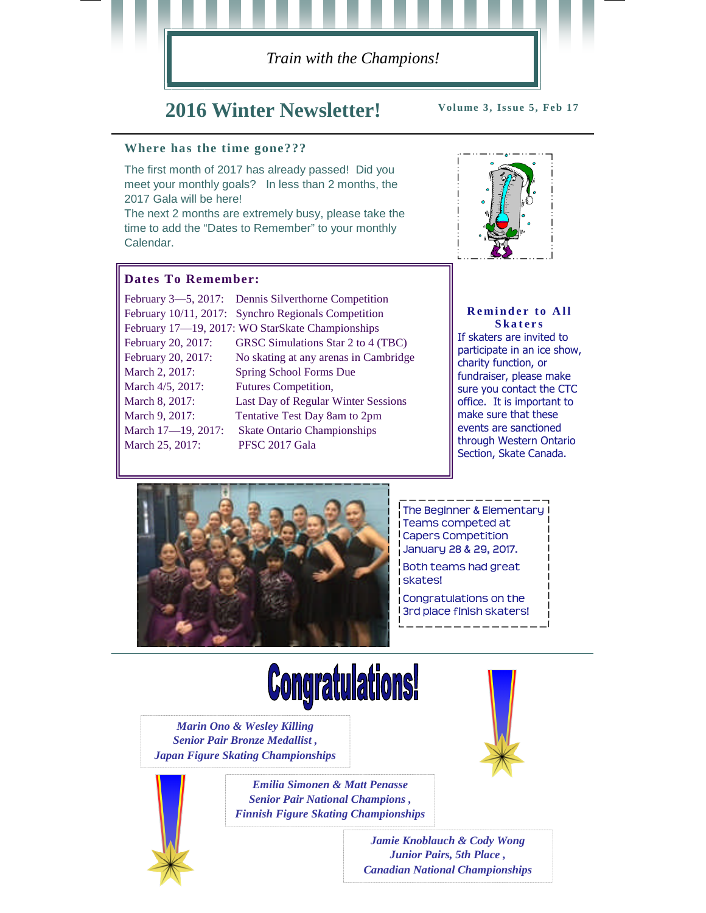*Train with the Champions!*

# 2016 Winter Newsletter!

**Volume 3, Issue 5, Feb 17**

## Where has the time gone???

The first month of 2017 has already passed! Did you meet your monthly goals? In less than 2 months, the 2017 Gala will be here!

The next 2 months are extremely busy, please take the time to add the "Dates to Remember" to your monthly Calendar.

## Dates To Remember:

| Date | Event |
|---|---|
| February 3—5, 2017: | Dennis Silverthorne Competition |
| February 10/11, 2017: | Synchro Regionals Competition |
| February 17—19, 2017: | WO StarSkate Championships |
| February 20, 2017: | GRSC Simulations Star 2 to 4 (TBC) |
| February 20, 2017: | No skating at any arenas in Cambridge |
| March 2, 2017: | Spring School Forms Due |
| March 4/5, 2017: | Futures Competition, |
| March 8, 2017: | Last Day of Regular Winter Sessions |
| March 9, 2017: | Tentative Test Day 8am to 2pm |
| March 17—19, 2017: | Skate Ontario Championships |
| March 25, 2017: | PFSC 2017 Gala |

## Reminder to All Skaters

If skaters are invited to participate in an ice show, charity function, or fundraiser, please make sure you contact the CTC office. It is important to make sure that these events are sanctioned through Western Ontario Section, Skate Canada.

The Beginner & Elementary Teams competed at Capers Competition January 28 & 29, 2017.

Both teams had great skates!

Congratulations on the 3rd place finish skaters!

# Congratulations!

***Marin Ono & Wesley Killing***
***Senior Pair Bronze Medallist ,***
***Japan Figure Skating Championships***

***Emilia Simonen & Matt Penasse***
***Senior Pair National Champions ,***
***Finnish Figure Skating Championships***

***Jamie Knoblauch & Cody Wong***
***Junior Pairs, 5th Place ,***
***Canadian National Championships***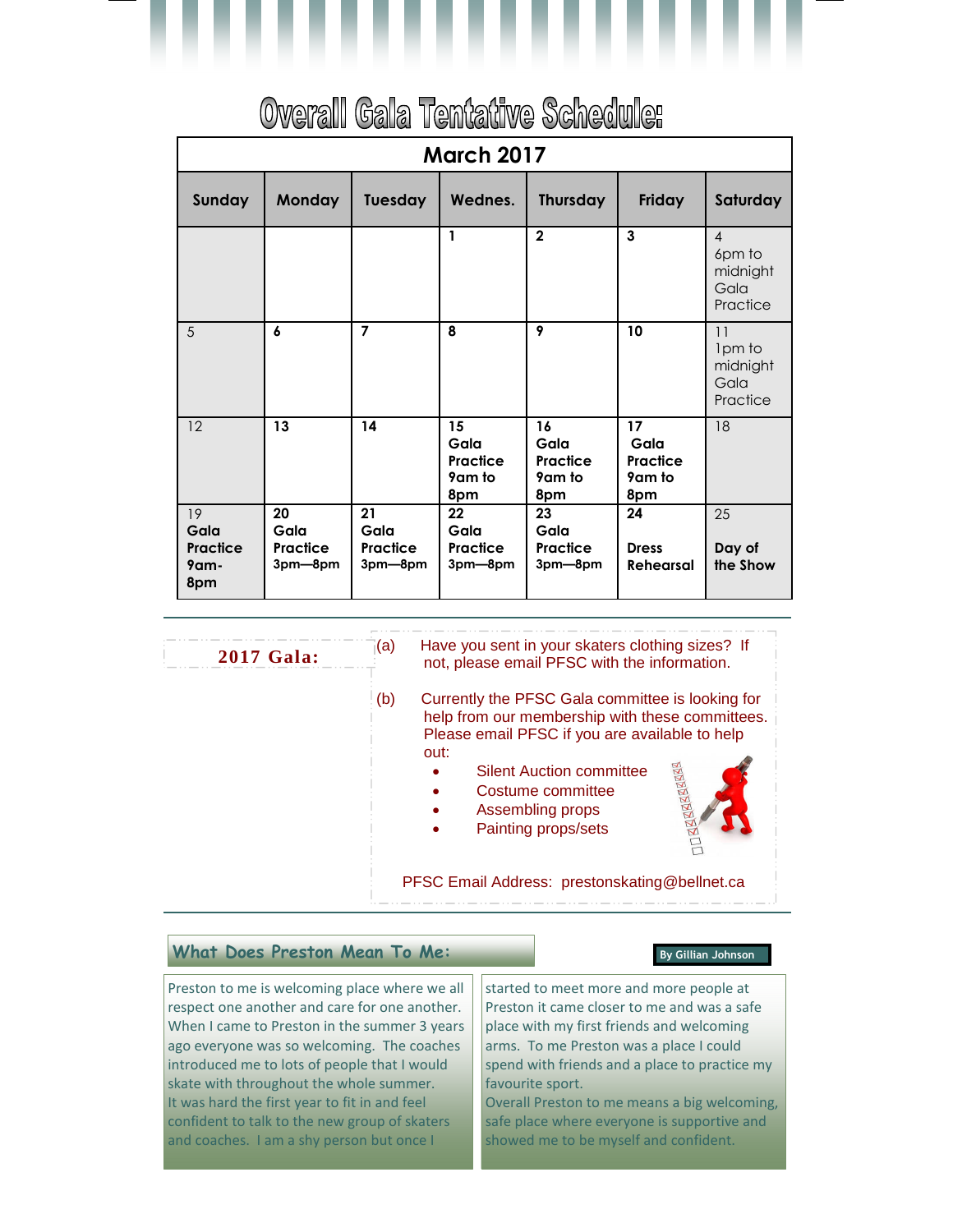# Overall Gala Tentative Schedule:

| March 2017 | | | | | | |
|---|---|---|---|---|---|---|
| **Sunday** | **Monday** | **Tuesday** | **Wednes.** | **Thursday** | **Friday** | **Saturday** |
| | | | **1** | **2** | **3** | 4 6pm to midnight Gala Practice |
| 5 | **6** | **7** | **8** | **9** | **10** | 11 1pm to midnight Gala Practice |
| 12 | **13** | **14** | **15 Gala Practice 9am to 8pm** | **16 Gala Practice 9am to 8pm** | **17 Gala Practice 9am to 8pm** | 18 |
| 19 **Gala Practice 9am-8pm** | **20 Gala Practice 3pm—8pm** | **21 Gala Practice 3pm—8pm** | **22 Gala Practice 3pm—8pm** | **23 Gala Practice 3pm—8pm** | **24 Dress Rehearsal** | 25 **Day of the Show** |

## 2017 Gala:

(a) Have you sent in your skaters clothing sizes? If not, please email PFSC with the information.

(b) Currently the PFSC Gala committee is looking for help from our membership with these committees. Please email PFSC if you are available to help out:

- Silent Auction committee
- Costume committee
- Assembling props
- Painting props/sets

PFSC Email Address: prestonskating@bellnet.ca

## What Does Preston Mean To Me:

By Gillian Johnson

Preston to me is welcoming place where we all respect one another and care for one another. When I came to Preston in the summer 3 years ago everyone was so welcoming. The coaches introduced me to lots of people that I would skate with throughout the whole summer.
It was hard the first year to fit in and feel confident to talk to the new group of skaters and coaches. I am a shy person but once I started to meet more and more people at Preston it came closer to me and was a safe place with my first friends and welcoming arms. To me Preston was a place I could spend with friends and a place to practice my favourite sport.
Overall Preston to me means a big welcoming, safe place where everyone is supportive and showed me to be myself and confident.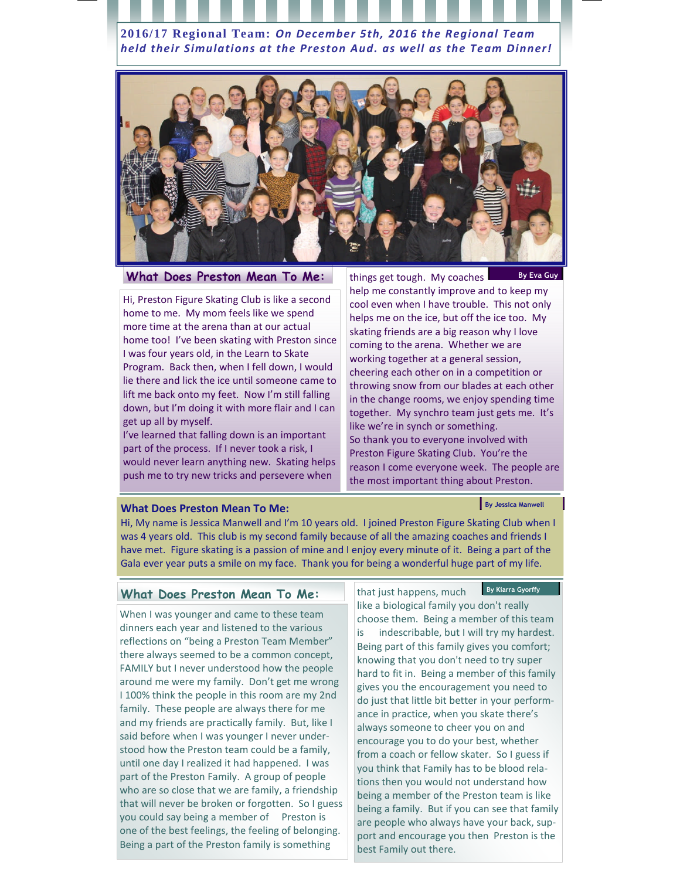**2016/17 Regional Team:** ***On December 5th, 2016 the Regional Team held their Simulations at the Preston Aud. as well as the Team Dinner!***

## What Does Preston Mean To Me:

By Eva Guy

Hi, Preston Figure Skating Club is like a second home to me. My mom feels like we spend more time at the arena than at our actual home too! I've been skating with Preston since I was four years old, in the Learn to Skate Program. Back then, when I fell down, I would lie there and lick the ice until someone came to lift me back onto my feet. Now I'm still falling down, but I'm doing it with more flair and I can get up all by myself.

I've learned that falling down is an important part of the process. If I never took a risk, I would never learn anything new. Skating helps push me to try new tricks and persevere when things get tough. My coaches help me constantly improve and to keep my cool even when I have trouble. This not only helps me on the ice, but off the ice too. My skating friends are a big reason why I love coming to the arena. Whether we are working together at a general session, cheering each other on in a competition or throwing snow from our blades at each other in the change rooms, we enjoy spending time together. My synchro team just gets me. It's like we're in synch or something.

So thank you to everyone involved with Preston Figure Skating Club. You're the reason I come everyone week. The people are the most important thing about Preston.

## What Does Preston Mean To Me:

By Jessica Manwell

Hi, My name is Jessica Manwell and I'm 10 years old. I joined Preston Figure Skating Club when I was 4 years old. This club is my second family because of all the amazing coaches and friends I have met. Figure skating is a passion of mine and I enjoy every minute of it. Being a part of the Gala ever year puts a smile on my face. Thank you for being a wonderful huge part of my life.

## What Does Preston Mean To Me:

By Kiarra Gyorffy

When I was younger and came to these team dinners each year and listened to the various reflections on "being a Preston Team Member" there always seemed to be a common concept, FAMILY but I never understood how the people around me were my family. Don't get me wrong I 100% think the people in this room are my 2nd family. These people are always there for me and my friends are practically family. But, like I said before when I was younger I never understood how the Preston team could be a family, until one day I realized it had happened. I was part of the Preston Family. A group of people who are so close that we are family, a friendship that will never be broken or forgotten. So I guess you could say being a member of Preston is one of the best feelings, the feeling of belonging. Being a part of the Preston family is something that just happens, much like a biological family you don't really choose them. Being a member of this team is indescribable, but I will try my hardest. Being part of this family gives you comfort; knowing that you don't need to try super hard to fit in. Being a member of this family gives you the encouragement you need to do just that little bit better in your performance in practice, when you skate there's always someone to cheer you on and encourage you to do your best, whether from a coach or fellow skater. So I guess if you think that Family has to be blood relations then you would not understand how being a member of the Preston team is like being a family. But if you can see that family are people who always have your back, support and encourage you then Preston is the best Family out there.